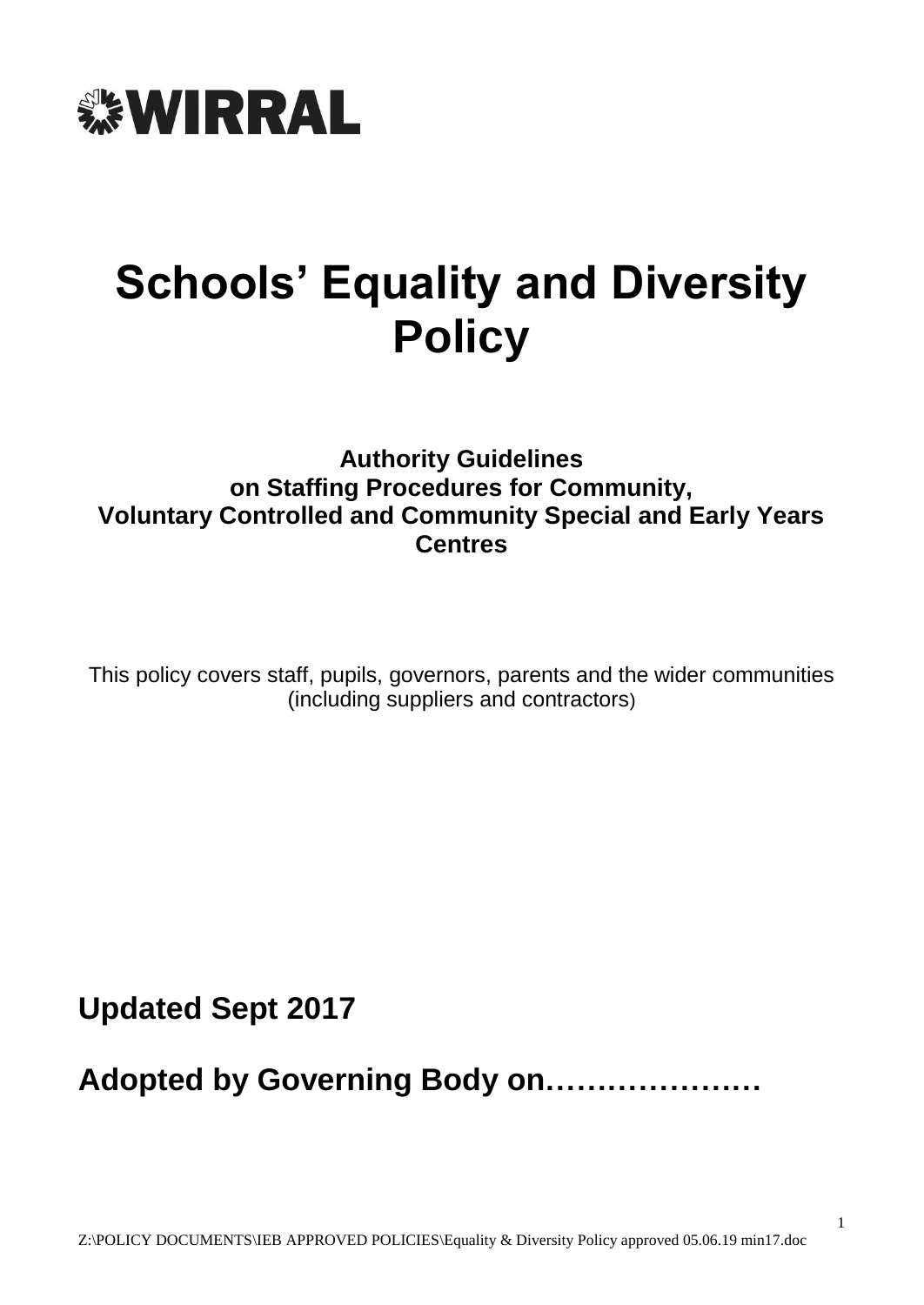**WIRRAL**

# Schools' Equality and Diversity Policy

**Authority Guidelines**
**on Staffing Procedures for Community,**
**Voluntary Controlled and Community Special and Early Years Centres**

This policy covers staff, pupils, governors, parents and the wider communities (including suppliers and contractors)

**Updated Sept 2017**

**Adopted by Governing Body on…………………**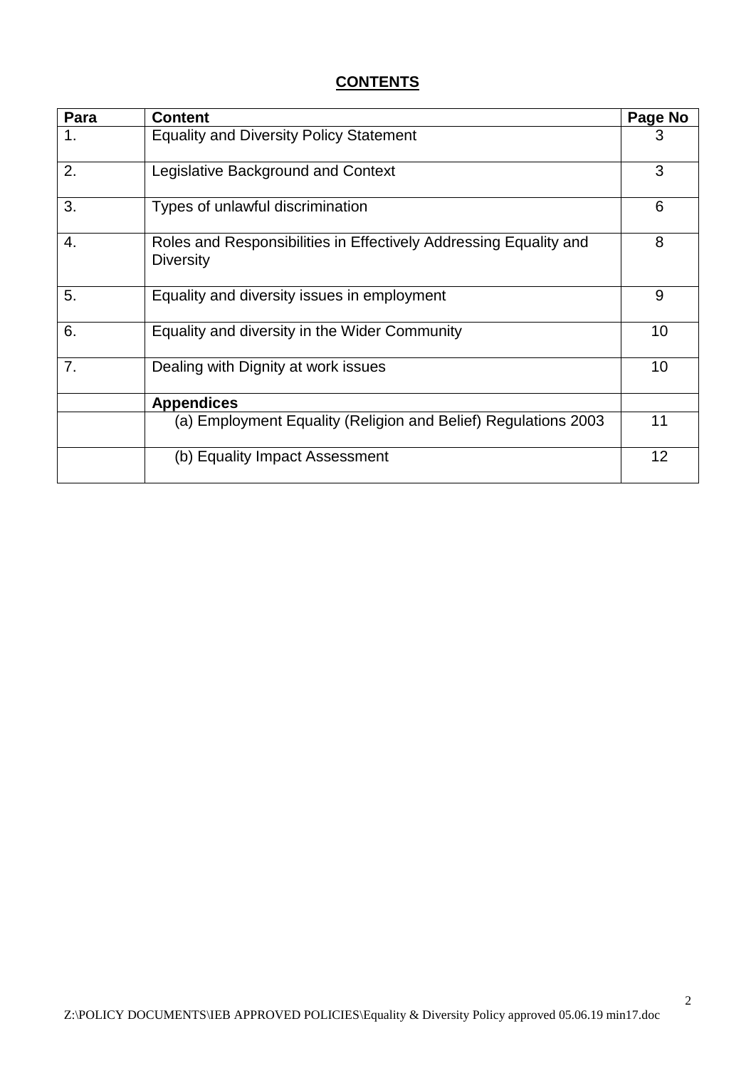## CONTENTS

| Para | Content | Page No |
|---|---|---|
| 1. | Equality and Diversity Policy Statement | 3 |
| 2. | Legislative Background and Context | 3 |
| 3. | Types of unlawful discrimination | 6 |
| 4. | Roles and Responsibilities in Effectively Addressing Equality and Diversity | 8 |
| 5. | Equality and diversity issues in employment | 9 |
| 6. | Equality and diversity in the Wider Community | 10 |
| 7. | Dealing with Dignity at work issues | 10 |
| | **Appendices** | |
| | (a) Employment Equality (Religion and Belief) Regulations 2003 | 11 |
| | (b) Equality Impact Assessment | 12 |

Z:\POLICY DOCUMENTS\IEB APPROVED POLICIES\Equality & Diversity Policy approved 05.06.19 min17.doc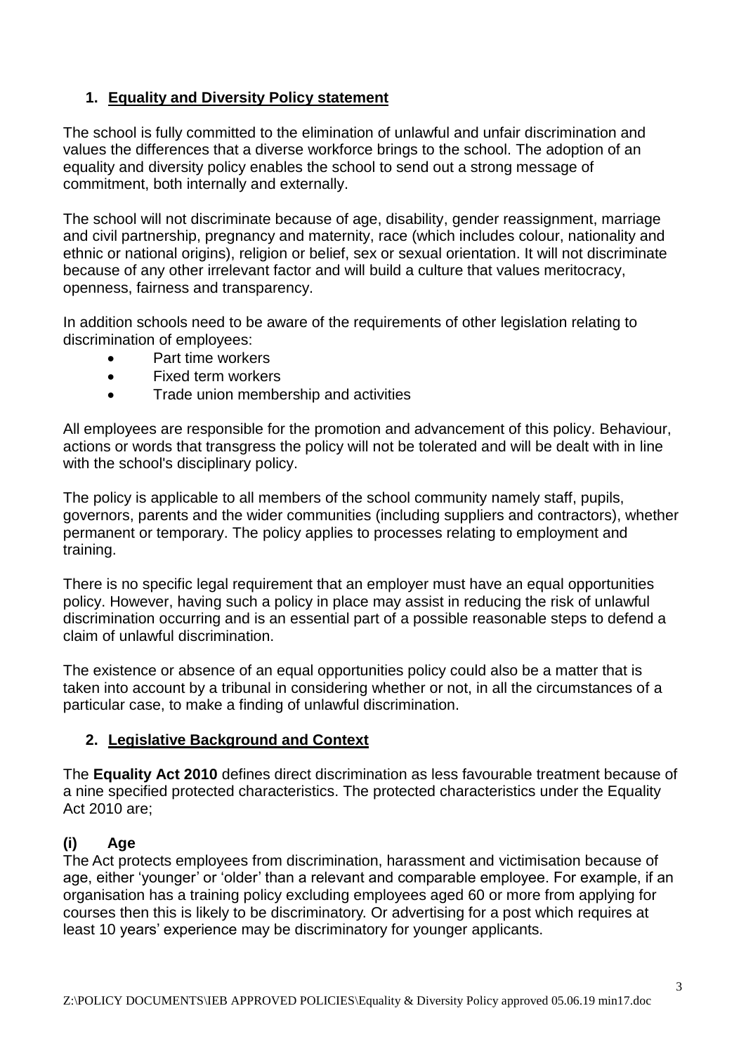## 1. Equality and Diversity Policy statement

The school is fully committed to the elimination of unlawful and unfair discrimination and values the differences that a diverse workforce brings to the school. The adoption of an equality and diversity policy enables the school to send out a strong message of commitment, both internally and externally.

The school will not discriminate because of age, disability, gender reassignment, marriage and civil partnership, pregnancy and maternity, race (which includes colour, nationality and ethnic or national origins), religion or belief, sex or sexual orientation. It will not discriminate because of any other irrelevant factor and will build a culture that values meritocracy, openness, fairness and transparency.

In addition schools need to be aware of the requirements of other legislation relating to discrimination of employees:

- Part time workers
- Fixed term workers
- Trade union membership and activities

All employees are responsible for the promotion and advancement of this policy. Behaviour, actions or words that transgress the policy will not be tolerated and will be dealt with in line with the school's disciplinary policy.

The policy is applicable to all members of the school community namely staff, pupils, governors, parents and the wider communities (including suppliers and contractors), whether permanent or temporary. The policy applies to processes relating to employment and training.

There is no specific legal requirement that an employer must have an equal opportunities policy. However, having such a policy in place may assist in reducing the risk of unlawful discrimination occurring and is an essential part of a possible reasonable steps to defend a claim of unlawful discrimination.

The existence or absence of an equal opportunities policy could also be a matter that is taken into account by a tribunal in considering whether or not, in all the circumstances of a particular case, to make a finding of unlawful discrimination.

## 2. Legislative Background and Context

The **Equality Act 2010** defines direct discrimination as less favourable treatment because of a nine specified protected characteristics. The protected characteristics under the Equality Act 2010 are;

### (i) Age

The Act protects employees from discrimination, harassment and victimisation because of age, either 'younger' or 'older' than a relevant and comparable employee. For example, if an organisation has a training policy excluding employees aged 60 or more from applying for courses then this is likely to be discriminatory. Or advertising for a post which requires at least 10 years' experience may be discriminatory for younger applicants.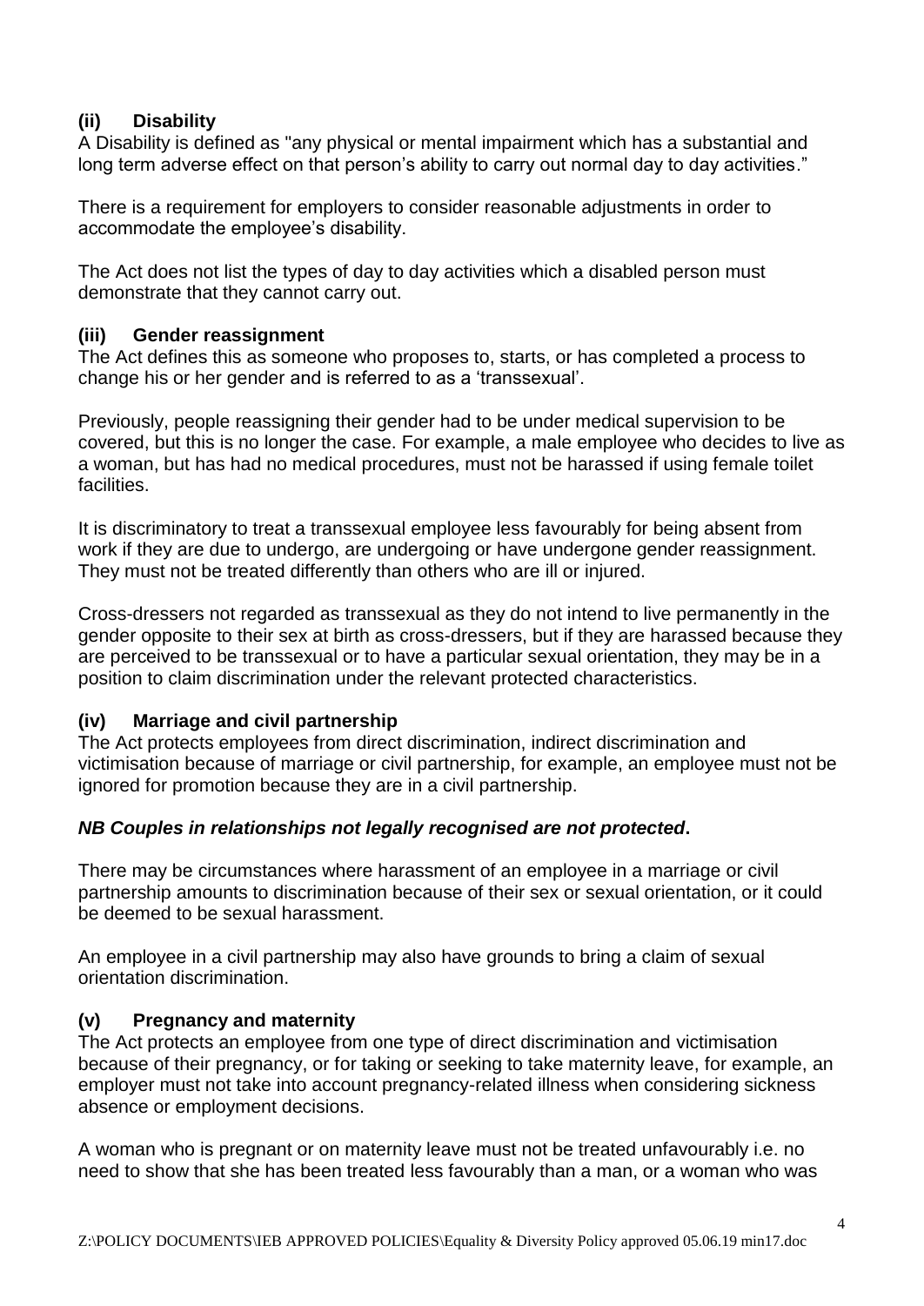### (ii) Disability

A Disability is defined as "any physical or mental impairment which has a substantial and long term adverse effect on that person's ability to carry out normal day to day activities."

There is a requirement for employers to consider reasonable adjustments in order to accommodate the employee's disability.

The Act does not list the types of day to day activities which a disabled person must demonstrate that they cannot carry out.

### (iii) Gender reassignment

The Act defines this as someone who proposes to, starts, or has completed a process to change his or her gender and is referred to as a 'transsexual'.

Previously, people reassigning their gender had to be under medical supervision to be covered, but this is no longer the case. For example, a male employee who decides to live as a woman, but has had no medical procedures, must not be harassed if using female toilet facilities.

It is discriminatory to treat a transsexual employee less favourably for being absent from work if they are due to undergo, are undergoing or have undergone gender reassignment. They must not be treated differently than others who are ill or injured.

Cross-dressers not regarded as transsexual as they do not intend to live permanently in the gender opposite to their sex at birth as cross-dressers, but if they are harassed because they are perceived to be transsexual or to have a particular sexual orientation, they may be in a position to claim discrimination under the relevant protected characteristics.

### (iv) Marriage and civil partnership

The Act protects employees from direct discrimination, indirect discrimination and victimisation because of marriage or civil partnership, for example, an employee must not be ignored for promotion because they are in a civil partnership.

***NB Couples in relationships not legally recognised are not protected*.**

There may be circumstances where harassment of an employee in a marriage or civil partnership amounts to discrimination because of their sex or sexual orientation, or it could be deemed to be sexual harassment.

An employee in a civil partnership may also have grounds to bring a claim of sexual orientation discrimination.

### (v) Pregnancy and maternity

The Act protects an employee from one type of direct discrimination and victimisation because of their pregnancy, or for taking or seeking to take maternity leave, for example, an employer must not take into account pregnancy-related illness when considering sickness absence or employment decisions.

A woman who is pregnant or on maternity leave must not be treated unfavourably i.e. no need to show that she has been treated less favourably than a man, or a woman who was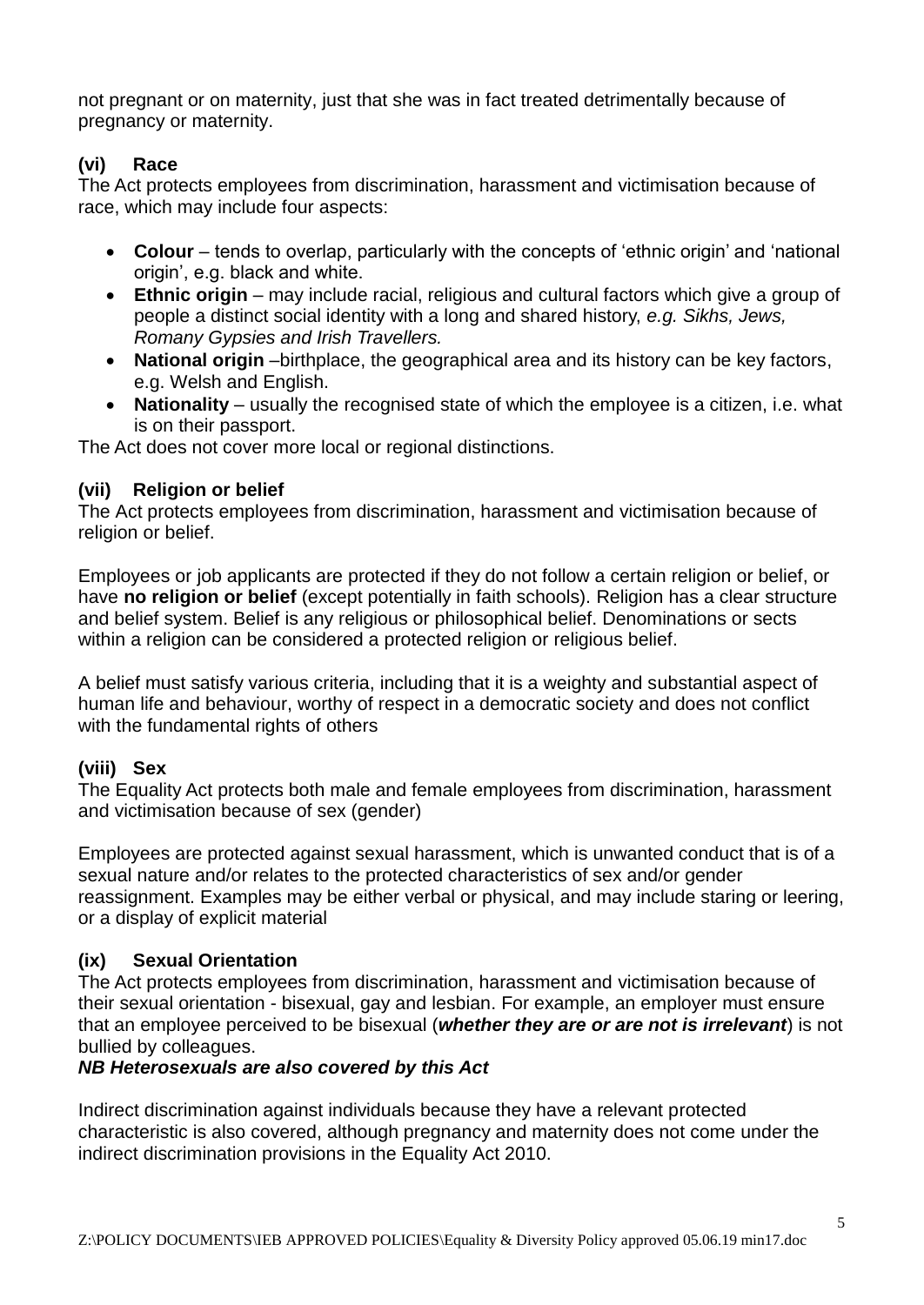not pregnant or on maternity, just that she was in fact treated detrimentally because of pregnancy or maternity.

### (vi) Race

The Act protects employees from discrimination, harassment and victimisation because of race, which may include four aspects:

- **Colour** – tends to overlap, particularly with the concepts of 'ethnic origin' and 'national origin', e.g. black and white.
- **Ethnic origin** – may include racial, religious and cultural factors which give a group of people a distinct social identity with a long and shared history, *e.g. Sikhs, Jews, Romany Gypsies and Irish Travellers.*
- **National origin** –birthplace, the geographical area and its history can be key factors, e.g. Welsh and English.
- **Nationality** – usually the recognised state of which the employee is a citizen, i.e. what is on their passport.

The Act does not cover more local or regional distinctions.

### (vii) Religion or belief

The Act protects employees from discrimination, harassment and victimisation because of religion or belief.

Employees or job applicants are protected if they do not follow a certain religion or belief, or have **no religion or belief** (except potentially in faith schools). Religion has a clear structure and belief system. Belief is any religious or philosophical belief. Denominations or sects within a religion can be considered a protected religion or religious belief.

A belief must satisfy various criteria, including that it is a weighty and substantial aspect of human life and behaviour, worthy of respect in a democratic society and does not conflict with the fundamental rights of others

### (viii) Sex

The Equality Act protects both male and female employees from discrimination, harassment and victimisation because of sex (gender)

Employees are protected against sexual harassment, which is unwanted conduct that is of a sexual nature and/or relates to the protected characteristics of sex and/or gender reassignment. Examples may be either verbal or physical, and may include staring or leering, or a display of explicit material

### (ix) Sexual Orientation

The Act protects employees from discrimination, harassment and victimisation because of their sexual orientation - bisexual, gay and lesbian. For example, an employer must ensure that an employee perceived to be bisexual (***whether they are or are not is irrelevant***) is not bullied by colleagues.

***NB Heterosexuals are also covered by this Act***

Indirect discrimination against individuals because they have a relevant protected characteristic is also covered, although pregnancy and maternity does not come under the indirect discrimination provisions in the Equality Act 2010.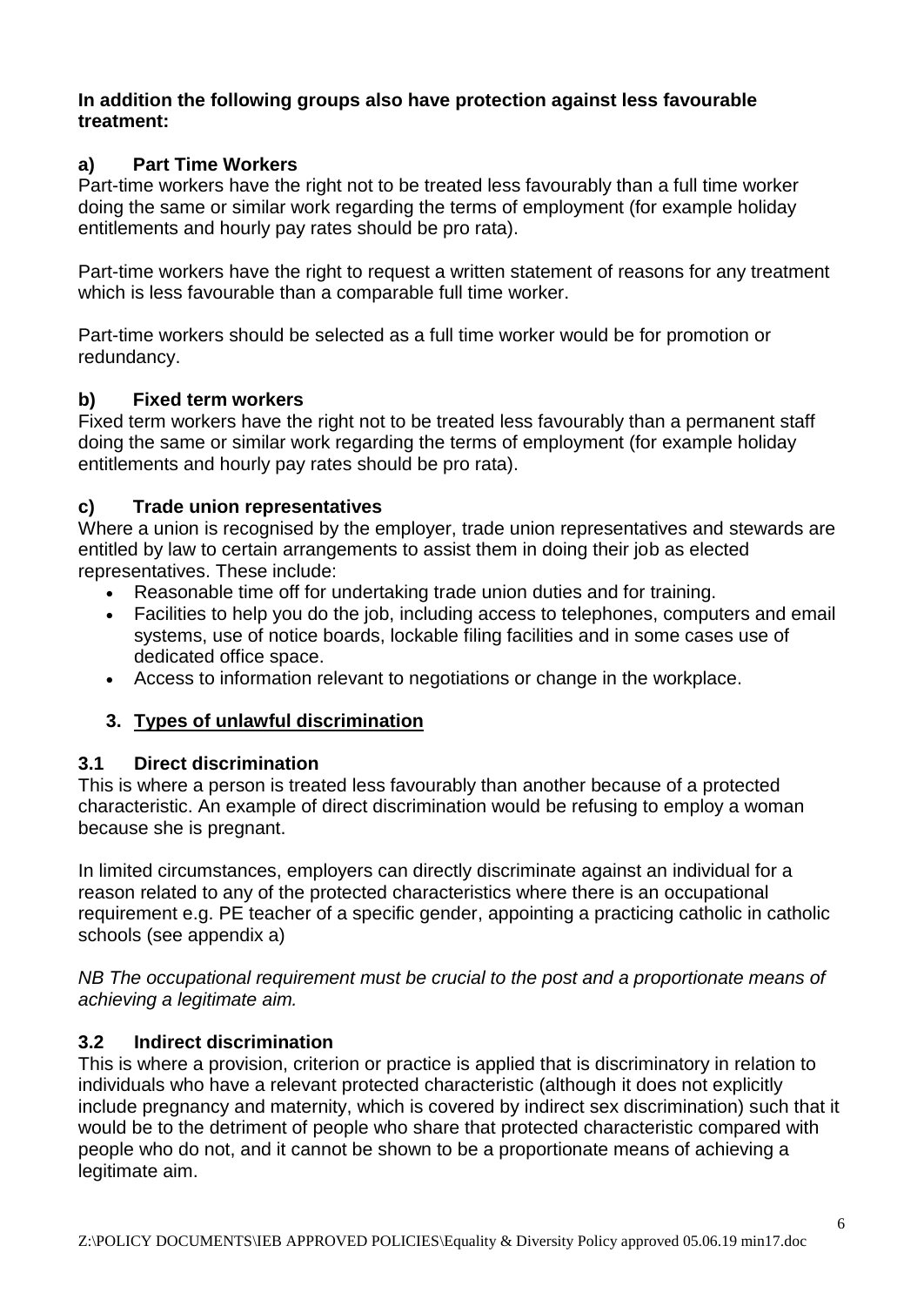**In addition the following groups also have protection against less favourable treatment:**

### a) Part Time Workers

Part-time workers have the right not to be treated less favourably than a full time worker doing the same or similar work regarding the terms of employment (for example holiday entitlements and hourly pay rates should be pro rata).

Part-time workers have the right to request a written statement of reasons for any treatment which is less favourable than a comparable full time worker.

Part-time workers should be selected as a full time worker would be for promotion or redundancy.

### b) Fixed term workers

Fixed term workers have the right not to be treated less favourably than a permanent staff doing the same or similar work regarding the terms of employment (for example holiday entitlements and hourly pay rates should be pro rata).

### c) Trade union representatives

Where a union is recognised by the employer, trade union representatives and stewards are entitled by law to certain arrangements to assist them in doing their job as elected representatives. These include:

- Reasonable time off for undertaking trade union duties and for training.
- Facilities to help you do the job, including access to telephones, computers and email systems, use of notice boards, lockable filing facilities and in some cases use of dedicated office space.
- Access to information relevant to negotiations or change in the workplace.

## 3. Types of unlawful discrimination

### 3.1 Direct discrimination

This is where a person is treated less favourably than another because of a protected characteristic. An example of direct discrimination would be refusing to employ a woman because she is pregnant.

In limited circumstances, employers can directly discriminate against an individual for a reason related to any of the protected characteristics where there is an occupational requirement e.g. PE teacher of a specific gender, appointing a practicing catholic in catholic schools (see appendix a)

*NB The occupational requirement must be crucial to the post and a proportionate means of achieving a legitimate aim.*

### 3.2 Indirect discrimination

This is where a provision, criterion or practice is applied that is discriminatory in relation to individuals who have a relevant protected characteristic (although it does not explicitly include pregnancy and maternity, which is covered by indirect sex discrimination) such that it would be to the detriment of people who share that protected characteristic compared with people who do not, and it cannot be shown to be a proportionate means of achieving a legitimate aim.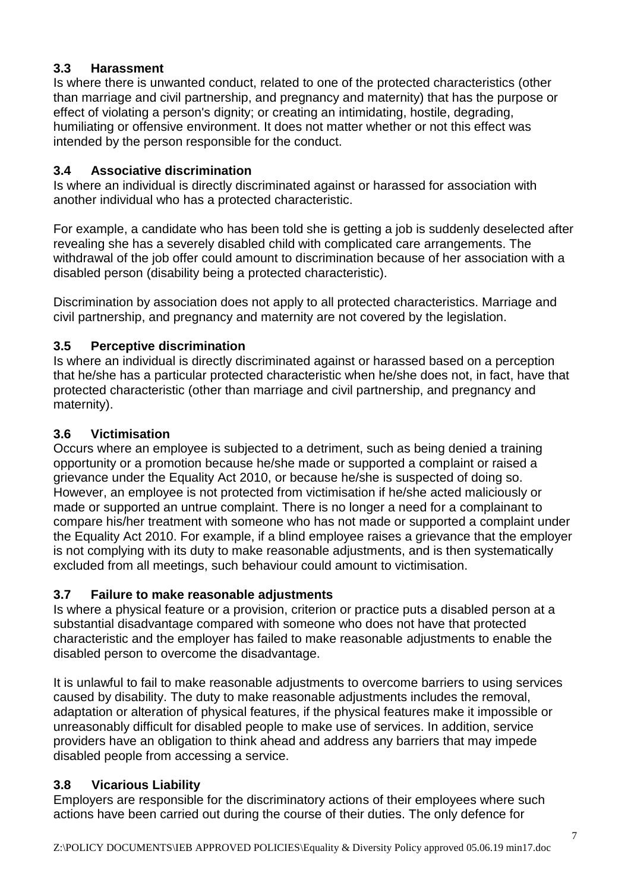### 3.3 Harassment

Is where there is unwanted conduct, related to one of the protected characteristics (other than marriage and civil partnership, and pregnancy and maternity) that has the purpose or effect of violating a person's dignity; or creating an intimidating, hostile, degrading, humiliating or offensive environment. It does not matter whether or not this effect was intended by the person responsible for the conduct.

### 3.4 Associative discrimination

Is where an individual is directly discriminated against or harassed for association with another individual who has a protected characteristic.

For example, a candidate who has been told she is getting a job is suddenly deselected after revealing she has a severely disabled child with complicated care arrangements. The withdrawal of the job offer could amount to discrimination because of her association with a disabled person (disability being a protected characteristic).

Discrimination by association does not apply to all protected characteristics. Marriage and civil partnership, and pregnancy and maternity are not covered by the legislation.

### 3.5 Perceptive discrimination

Is where an individual is directly discriminated against or harassed based on a perception that he/she has a particular protected characteristic when he/she does not, in fact, have that protected characteristic (other than marriage and civil partnership, and pregnancy and maternity).

### 3.6 Victimisation

Occurs where an employee is subjected to a detriment, such as being denied a training opportunity or a promotion because he/she made or supported a complaint or raised a grievance under the Equality Act 2010, or because he/she is suspected of doing so. However, an employee is not protected from victimisation if he/she acted maliciously or made or supported an untrue complaint. There is no longer a need for a complainant to compare his/her treatment with someone who has not made or supported a complaint under the Equality Act 2010. For example, if a blind employee raises a grievance that the employer is not complying with its duty to make reasonable adjustments, and is then systematically excluded from all meetings, such behaviour could amount to victimisation.

### 3.7 Failure to make reasonable adjustments

Is where a physical feature or a provision, criterion or practice puts a disabled person at a substantial disadvantage compared with someone who does not have that protected characteristic and the employer has failed to make reasonable adjustments to enable the disabled person to overcome the disadvantage.

It is unlawful to fail to make reasonable adjustments to overcome barriers to using services caused by disability. The duty to make reasonable adjustments includes the removal, adaptation or alteration of physical features, if the physical features make it impossible or unreasonably difficult for disabled people to make use of services. In addition, service providers have an obligation to think ahead and address any barriers that may impede disabled people from accessing a service.

### 3.8 Vicarious Liability

Employers are responsible for the discriminatory actions of their employees where such actions have been carried out during the course of their duties. The only defence for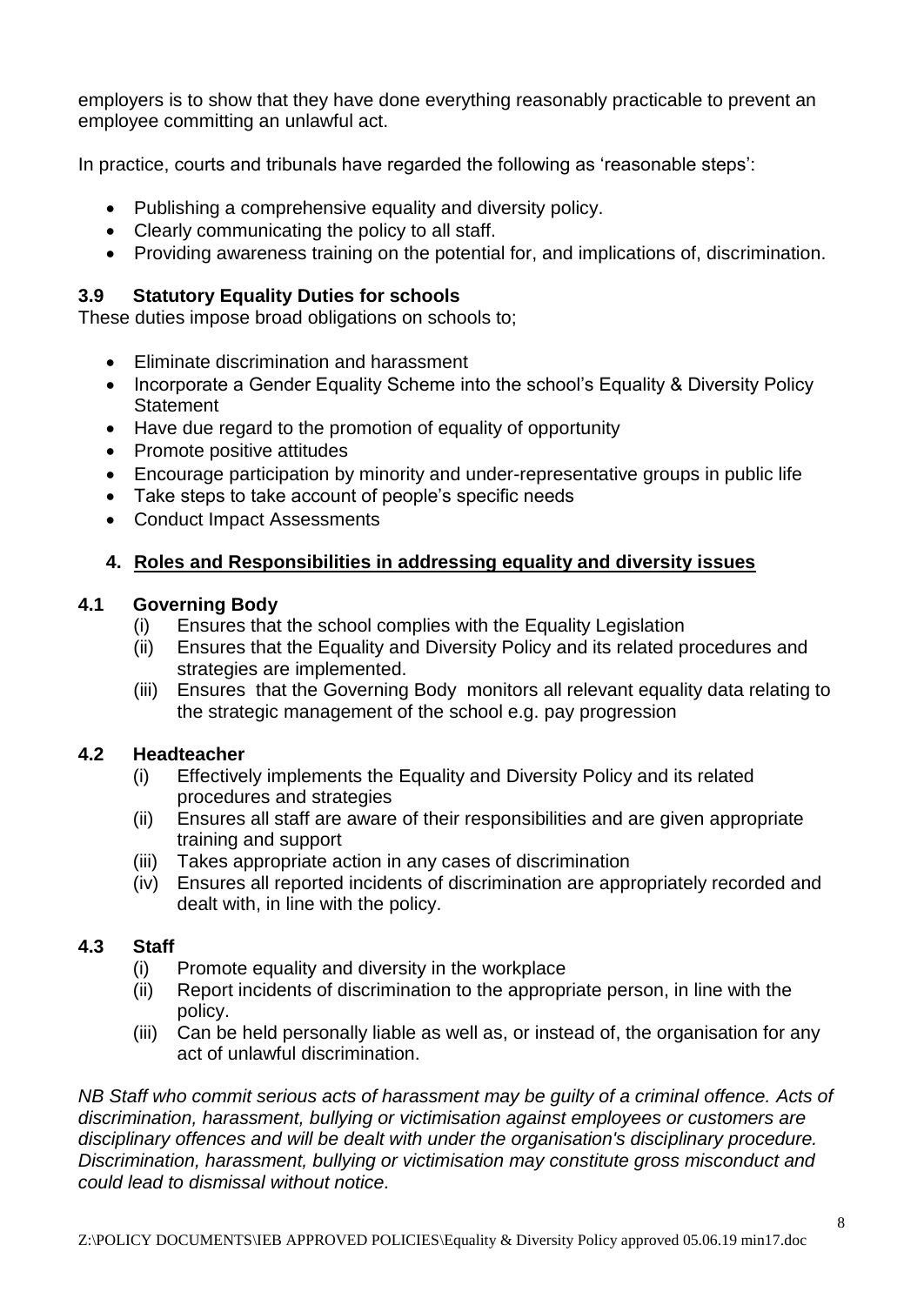employers is to show that they have done everything reasonably practicable to prevent an employee committing an unlawful act.

In practice, courts and tribunals have regarded the following as 'reasonable steps':

- Publishing a comprehensive equality and diversity policy.
- Clearly communicating the policy to all staff.
- Providing awareness training on the potential for, and implications of, discrimination.

### 3.9 Statutory Equality Duties for schools

These duties impose broad obligations on schools to;

- Eliminate discrimination and harassment
- Incorporate a Gender Equality Scheme into the school's Equality & Diversity Policy Statement
- Have due regard to the promotion of equality of opportunity
- Promote positive attitudes
- Encourage participation by minority and under-representative groups in public life
- Take steps to take account of people's specific needs
- Conduct Impact Assessments

## 4. Roles and Responsibilities in addressing equality and diversity issues

### 4.1 Governing Body

(i) Ensures that the school complies with the Equality Legislation

(ii) Ensures that the Equality and Diversity Policy and its related procedures and strategies are implemented.

(iii) Ensures that the Governing Body monitors all relevant equality data relating to the strategic management of the school e.g. pay progression

### 4.2 Headteacher

(i) Effectively implements the Equality and Diversity Policy and its related procedures and strategies

(ii) Ensures all staff are aware of their responsibilities and are given appropriate training and support

(iii) Takes appropriate action in any cases of discrimination

(iv) Ensures all reported incidents of discrimination are appropriately recorded and dealt with, in line with the policy.

### 4.3 Staff

(i) Promote equality and diversity in the workplace

(ii) Report incidents of discrimination to the appropriate person, in line with the policy.

(iii) Can be held personally liable as well as, or instead of, the organisation for any act of unlawful discrimination.

*NB Staff who commit serious acts of harassment may be guilty of a criminal offence. Acts of discrimination, harassment, bullying or victimisation against employees or customers are disciplinary offences and will be dealt with under the organisation's disciplinary procedure. Discrimination, harassment, bullying or victimisation may constitute gross misconduct and could lead to dismissal without notice.*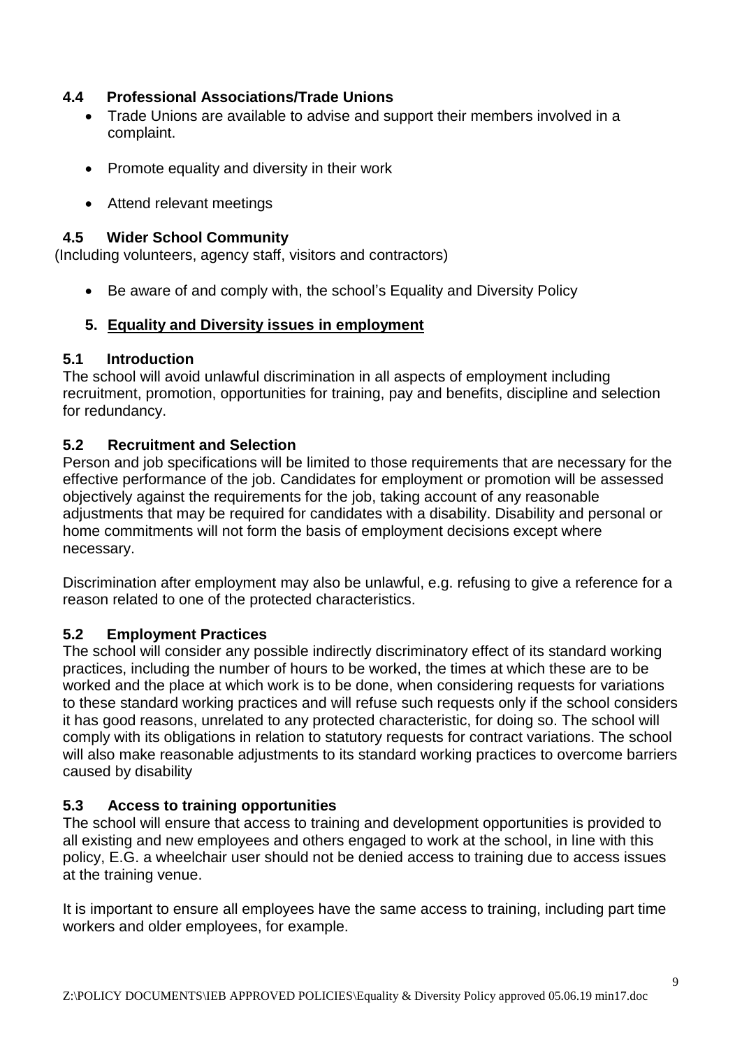### 4.4 Professional Associations/Trade Unions

- Trade Unions are available to advise and support their members involved in a complaint.
- Promote equality and diversity in their work
- Attend relevant meetings

### 4.5 Wider School Community

(Including volunteers, agency staff, visitors and contractors)

- Be aware of and comply with, the school's Equality and Diversity Policy

## 5. Equality and Diversity issues in employment

### 5.1 Introduction

The school will avoid unlawful discrimination in all aspects of employment including recruitment, promotion, opportunities for training, pay and benefits, discipline and selection for redundancy.

### 5.2 Recruitment and Selection

Person and job specifications will be limited to those requirements that are necessary for the effective performance of the job. Candidates for employment or promotion will be assessed objectively against the requirements for the job, taking account of any reasonable adjustments that may be required for candidates with a disability. Disability and personal or home commitments will not form the basis of employment decisions except where necessary.

Discrimination after employment may also be unlawful, e.g. refusing to give a reference for a reason related to one of the protected characteristics.

### 5.2 Employment Practices

The school will consider any possible indirectly discriminatory effect of its standard working practices, including the number of hours to be worked, the times at which these are to be worked and the place at which work is to be done, when considering requests for variations to these standard working practices and will refuse such requests only if the school considers it has good reasons, unrelated to any protected characteristic, for doing so. The school will comply with its obligations in relation to statutory requests for contract variations. The school will also make reasonable adjustments to its standard working practices to overcome barriers caused by disability

### 5.3 Access to training opportunities

The school will ensure that access to training and development opportunities is provided to all existing and new employees and others engaged to work at the school, in line with this policy, E.G. a wheelchair user should not be denied access to training due to access issues at the training venue.

It is important to ensure all employees have the same access to training, including part time workers and older employees, for example.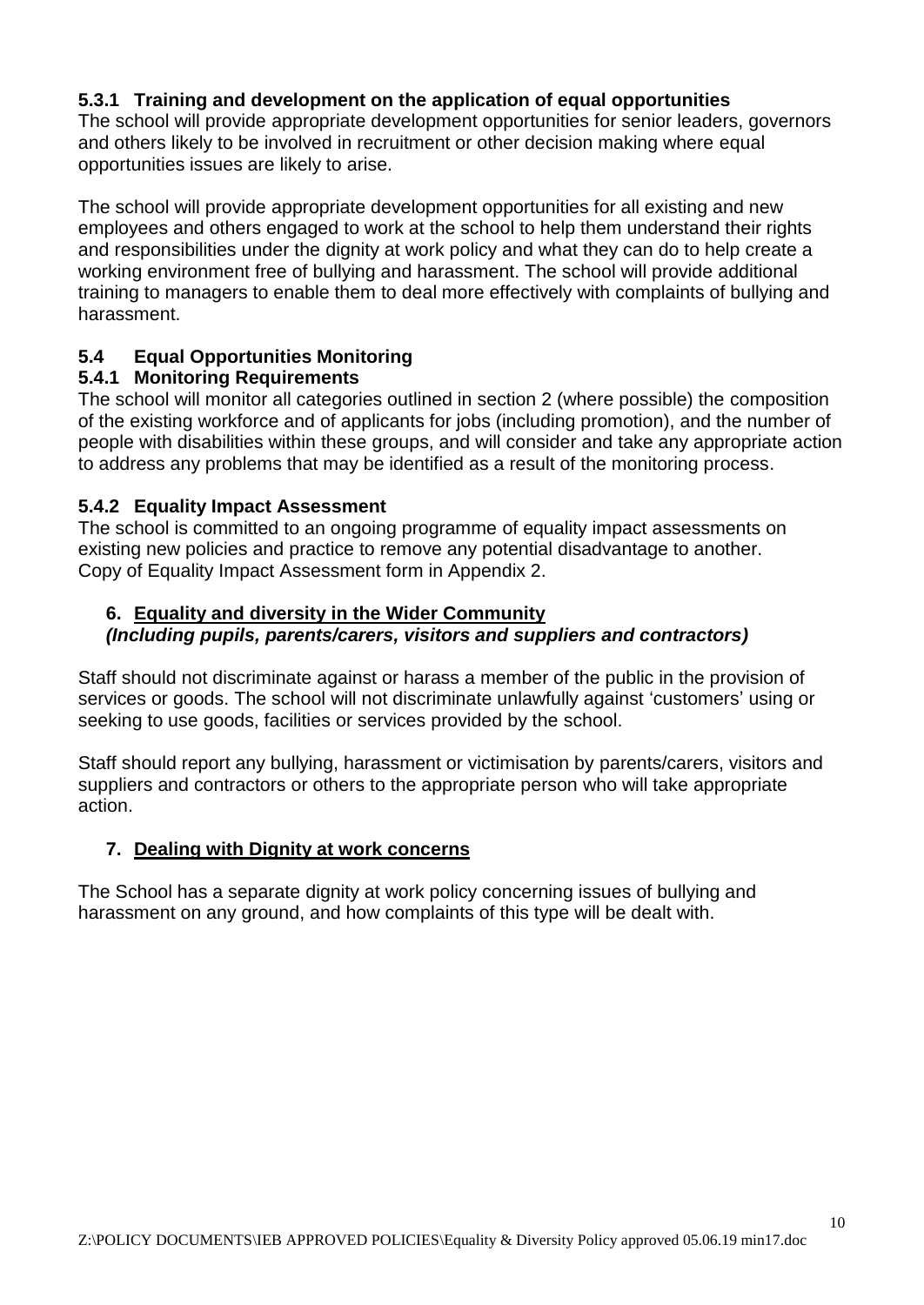#### 5.3.1 Training and development on the application of equal opportunities

The school will provide appropriate development opportunities for senior leaders, governors and others likely to be involved in recruitment or other decision making where equal opportunities issues are likely to arise.

The school will provide appropriate development opportunities for all existing and new employees and others engaged to work at the school to help them understand their rights and responsibilities under the dignity at work policy and what they can do to help create a working environment free of bullying and harassment. The school will provide additional training to managers to enable them to deal more effectively with complaints of bullying and harassment.

### 5.4 Equal Opportunities Monitoring

#### 5.4.1 Monitoring Requirements

The school will monitor all categories outlined in section 2 (where possible) the composition of the existing workforce and of applicants for jobs (including promotion), and the number of people with disabilities within these groups, and will consider and take any appropriate action to address any problems that may be identified as a result of the monitoring process.

#### 5.4.2 Equality Impact Assessment

The school is committed to an ongoing programme of equality impact assessments on existing new policies and practice to remove any potential disadvantage to another. Copy of Equality Impact Assessment form in Appendix 2.

## 6. Equality and diversity in the Wider Community

***(Including pupils, parents/carers, visitors and suppliers and contractors)***

Staff should not discriminate against or harass a member of the public in the provision of services or goods. The school will not discriminate unlawfully against 'customers' using or seeking to use goods, facilities or services provided by the school.

Staff should report any bullying, harassment or victimisation by parents/carers, visitors and suppliers and contractors or others to the appropriate person who will take appropriate action.

## 7. Dealing with Dignity at work concerns

The School has a separate dignity at work policy concerning issues of bullying and harassment on any ground, and how complaints of this type will be dealt with.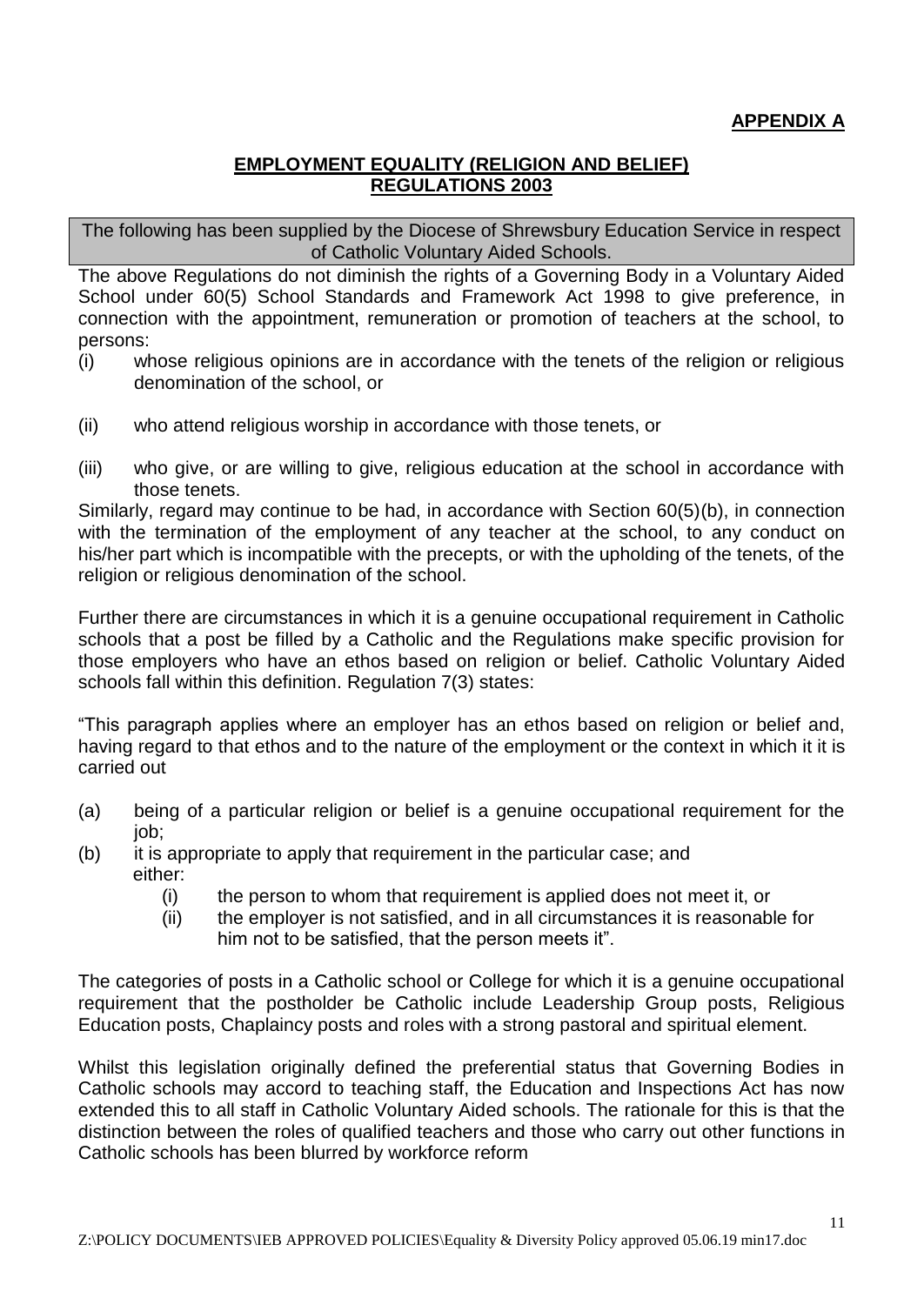**APPENDIX A**

**EMPLOYMENT EQUALITY (RELIGION AND BELIEF) REGULATIONS 2003**

The following has been supplied by the Diocese of Shrewsbury Education Service in respect of Catholic Voluntary Aided Schools.

The above Regulations do not diminish the rights of a Governing Body in a Voluntary Aided School under 60(5) School Standards and Framework Act 1998 to give preference, in connection with the appointment, remuneration or promotion of teachers at the school, to persons:

(i) whose religious opinions are in accordance with the tenets of the religion or religious denomination of the school, or

(ii) who attend religious worship in accordance with those tenets, or

(iii) who give, or are willing to give, religious education at the school in accordance with those tenets.

Similarly, regard may continue to be had, in accordance with Section 60(5)(b), in connection with the termination of the employment of any teacher at the school, to any conduct on his/her part which is incompatible with the precepts, or with the upholding of the tenets, of the religion or religious denomination of the school.

Further there are circumstances in which it is a genuine occupational requirement in Catholic schools that a post be filled by a Catholic and the Regulations make specific provision for those employers who have an ethos based on religion or belief. Catholic Voluntary Aided schools fall within this definition. Regulation 7(3) states:

"This paragraph applies where an employer has an ethos based on religion or belief and, having regard to that ethos and to the nature of the employment or the context in which it it is carried out

(a) being of a particular religion or belief is a genuine occupational requirement for the job;

(b) it is appropriate to apply that requirement in the particular case; and either:

  (i) the person to whom that requirement is applied does not meet it, or
  
  (ii) the employer is not satisfied, and in all circumstances it is reasonable for him not to be satisfied, that the person meets it".

The categories of posts in a Catholic school or College for which it is a genuine occupational requirement that the postholder be Catholic include Leadership Group posts, Religious Education posts, Chaplaincy posts and roles with a strong pastoral and spiritual element.

Whilst this legislation originally defined the preferential status that Governing Bodies in Catholic schools may accord to teaching staff, the Education and Inspections Act has now extended this to all staff in Catholic Voluntary Aided schools. The rationale for this is that the distinction between the roles of qualified teachers and those who carry out other functions in Catholic schools has been blurred by workforce reform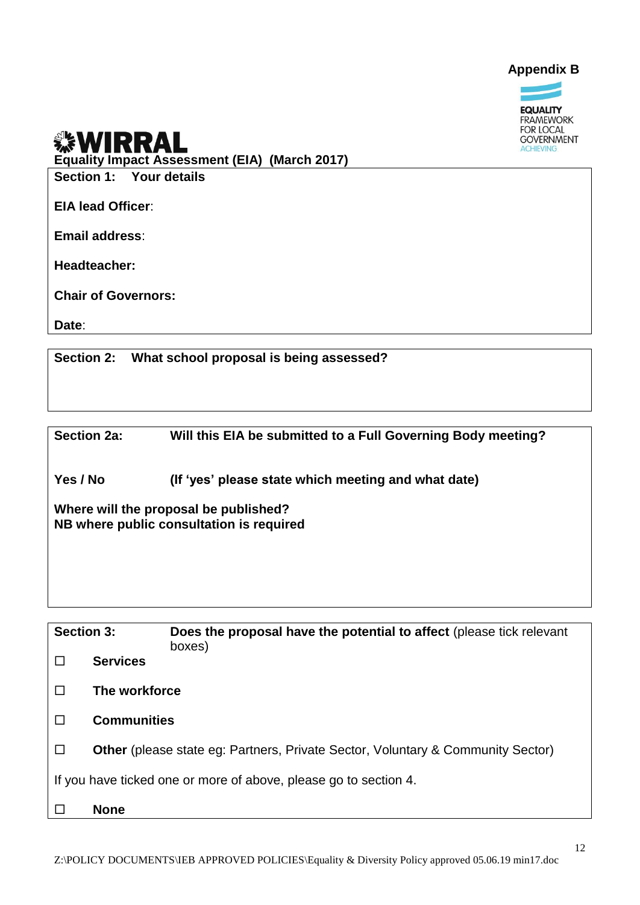**Appendix B**

EQUALITY FRAMEWORK FOR LOCAL GOVERNMENT ACHIEVING

# WIRRAL

**Equality Impact Assessment (EIA) (March 2017)**

**Section 1: Your details**

**EIA lead Officer**:

**Email address**:

**Headteacher:**

**Chair of Governors:**

**Date**:

**Section 2: What school proposal is being assessed?**

**Section 2a: Will this EIA be submitted to a Full Governing Body meeting?**

**Yes / No (If 'yes' please state which meeting and what date)**

**Where will the proposal be published?**
**NB where public consultation is required**

**Section 3: Does the proposal have the potential to affect** (please tick relevant boxes)

☐ **Services**

☐ **The workforce**

☐ **Communities**

☐ **Other** (please state eg: Partners, Private Sector, Voluntary & Community Sector)

If you have ticked one or more of above, please go to section 4.

☐ **None**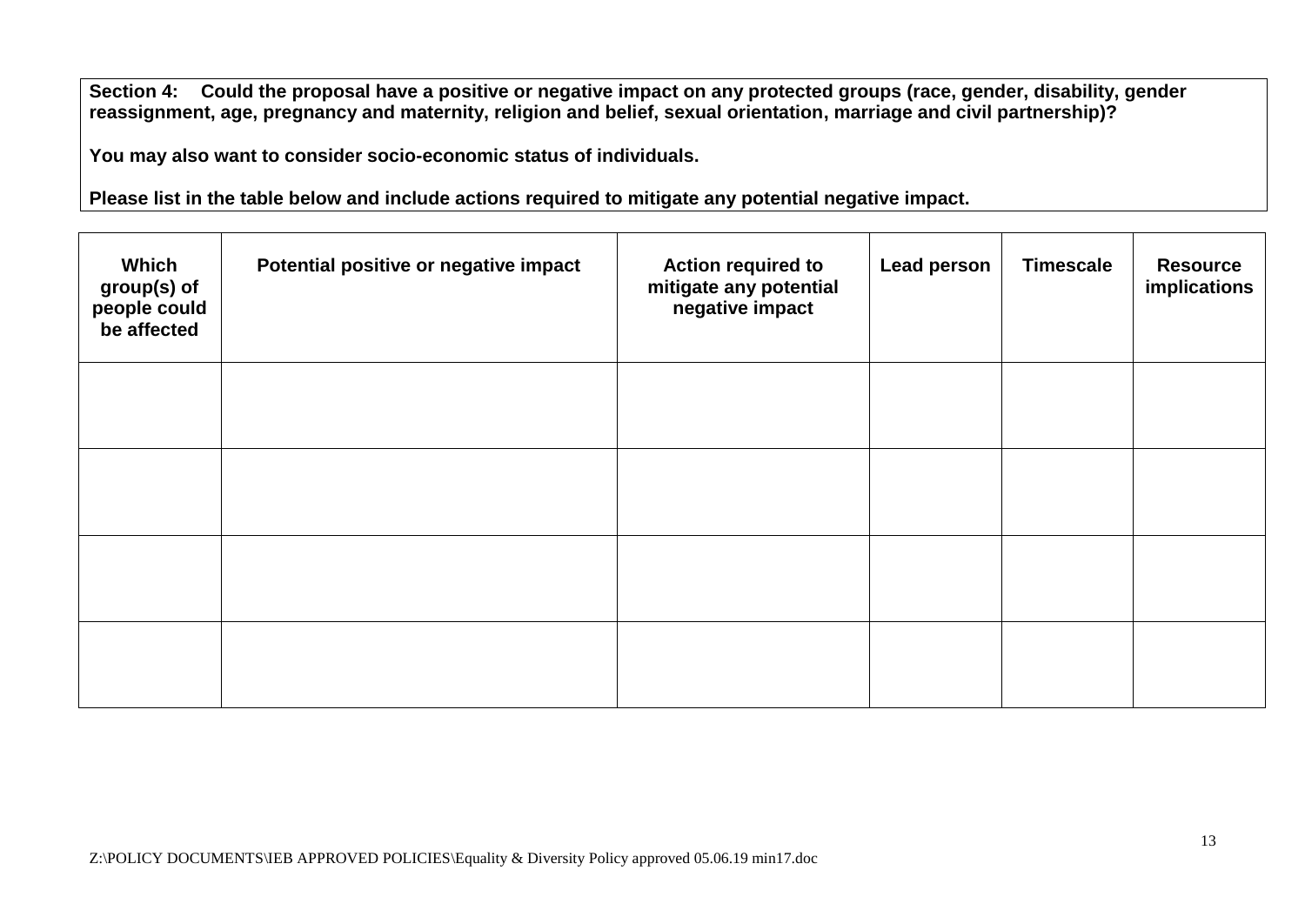**Section 4: Could the proposal have a positive or negative impact on any protected groups (race, gender, disability, gender reassignment, age, pregnancy and maternity, religion and belief, sexual orientation, marriage and civil partnership)?**

**You may also want to consider socio-economic status of individuals.**

**Please list in the table below and include actions required to mitigate any potential negative impact.**

| Which group(s) of people could be affected | Potential positive or negative impact | Action required to mitigate any potential negative impact | Lead person | Timescale | Resource implications |
|---|---|---|---|---|---|
| | | | | | |
| | | | | | |
| | | | | | |
| | | | | | |

Z:\POLICY DOCUMENTS\IEB APPROVED POLICIES\Equality & Diversity Policy approved 05.06.19 min17.doc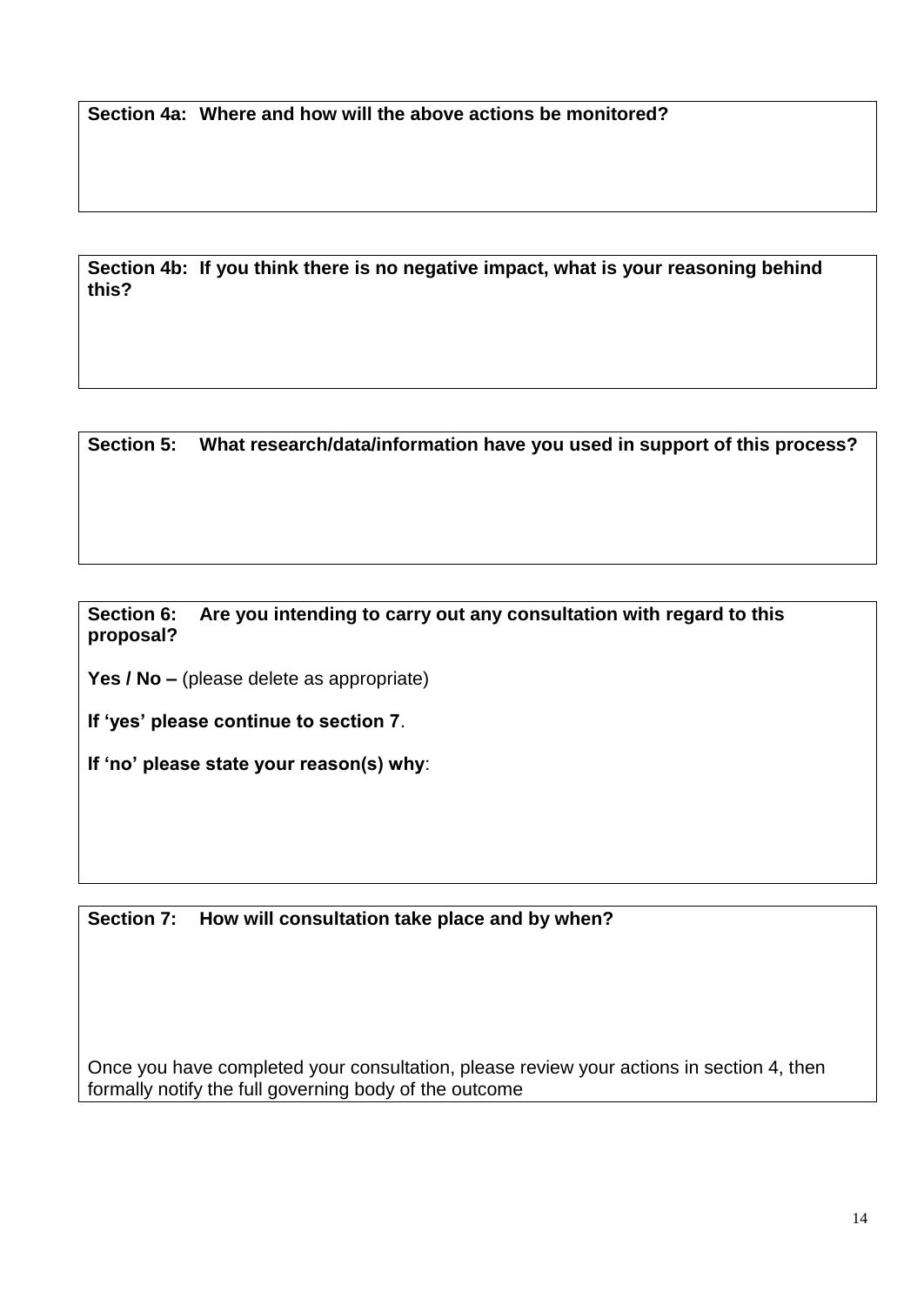**Section 4a: Where and how will the above actions be monitored?**

**Section 4b: If you think there is no negative impact, what is your reasoning behind this?**

**Section 5: What research/data/information have you used in support of this process?**

**Section 6: Are you intending to carry out any consultation with regard to this proposal?**

**Yes / No –** (please delete as appropriate)

**If 'yes' please continue to section 7**.

**If 'no' please state your reason(s) why**:

**Section 7: How will consultation take place and by when?**

Once you have completed your consultation, please review your actions in section 4, then formally notify the full governing body of the outcome